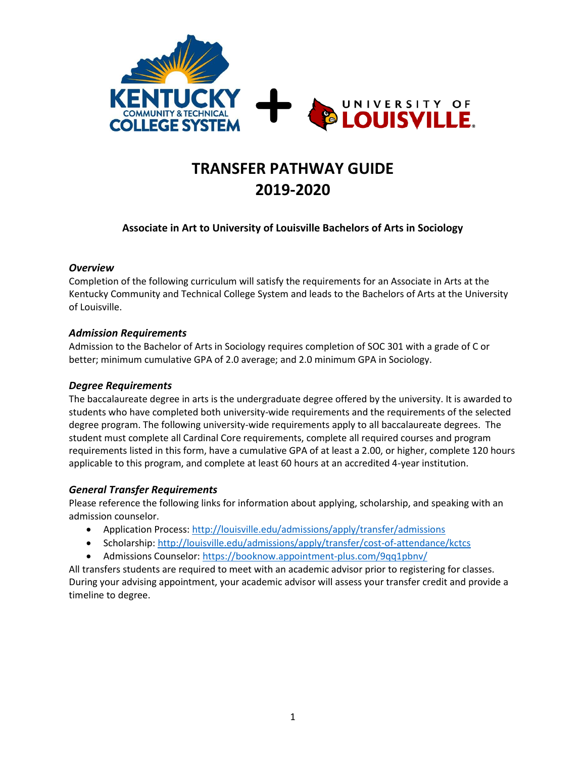# TRANSFER PATHWAY GUIDE
# 2019-2020

**Associate in Art to University of Louisville Bachelors of Arts in Sociology**

### *Overview*

Completion of the following curriculum will satisfy the requirements for an Associate in Arts at the Kentucky Community and Technical College System and leads to the Bachelors of Arts at the University of Louisville.

### *Admission Requirements*

Admission to the Bachelor of Arts in Sociology requires completion of SOC 301 with a grade of C or better; minimum cumulative GPA of 2.0 average; and 2.0 minimum GPA in Sociology.

### *Degree Requirements*

The baccalaureate degree in arts is the undergraduate degree offered by the university. It is awarded to students who have completed both university-wide requirements and the requirements of the selected degree program. The following university-wide requirements apply to all baccalaureate degrees. The student must complete all Cardinal Core requirements, complete all required courses and program requirements listed in this form, have a cumulative GPA of at least a 2.00, or higher, complete 120 hours applicable to this program, and complete at least 60 hours at an accredited 4-year institution.

### *General Transfer Requirements*

Please reference the following links for information about applying, scholarship, and speaking with an admission counselor.

- Application Process: http://louisville.edu/admissions/apply/transfer/admissions
- Scholarship: http://louisville.edu/admissions/apply/transfer/cost-of-attendance/kctcs
- Admissions Counselor: https://booknow.appointment-plus.com/9qq1pbnv/

All transfers students are required to meet with an academic advisor prior to registering for classes. During your advising appointment, your academic advisor will assess your transfer credit and provide a timeline to degree.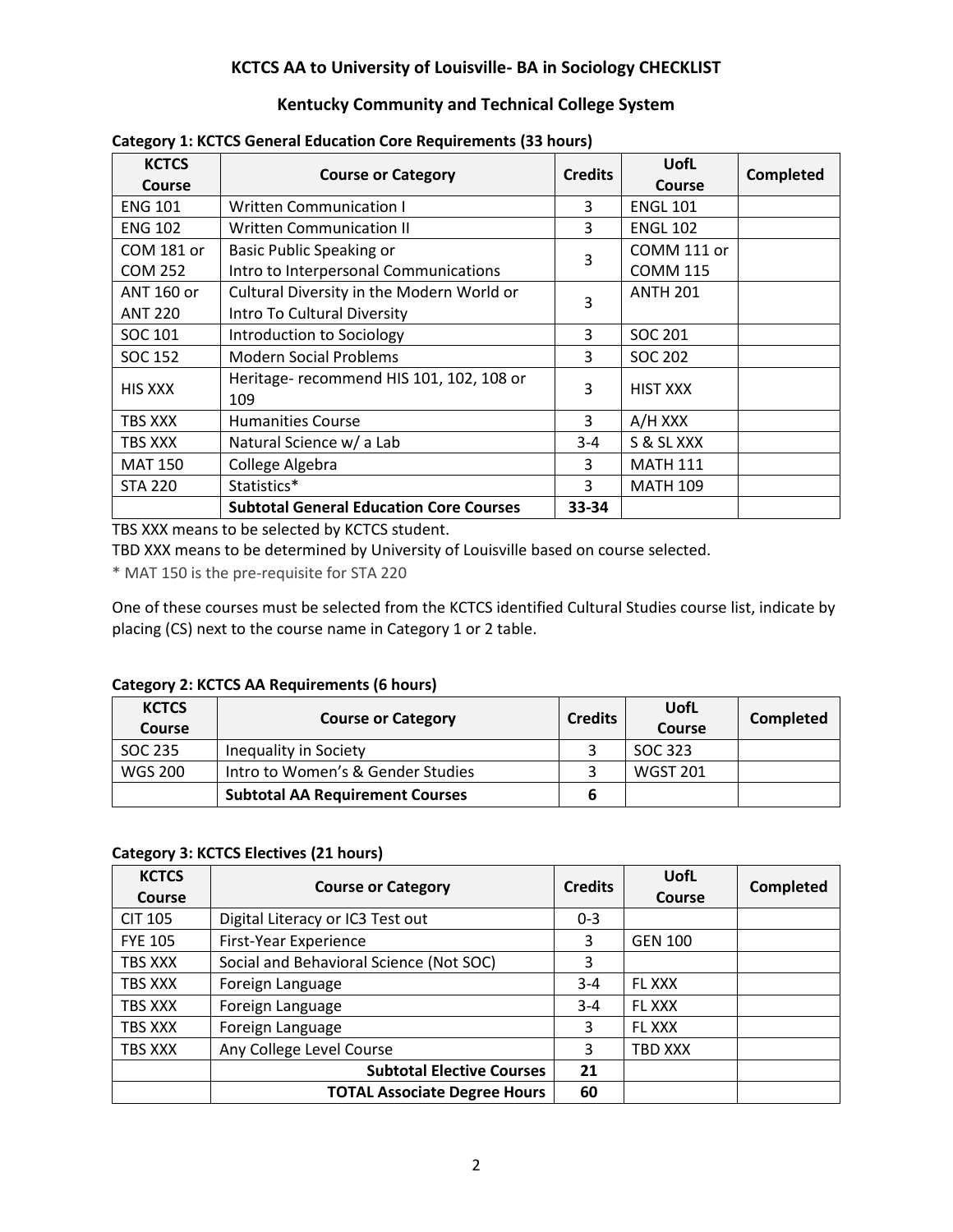## KCTCS AA to University of Louisville- BA in Sociology CHECKLIST

### Kentucky Community and Technical College System

**Category 1: KCTCS General Education Core Requirements (33 hours)**

| KCTCS Course | Course or Category | Credits | UofL Course | Completed |
|---|---|---|---|---|
| ENG 101 | Written Communication I | 3 | ENGL 101 | |
| ENG 102 | Written Communication II | 3 | ENGL 102 | |
| COM 181 or COM 252 | Basic Public Speaking or Intro to Interpersonal Communications | 3 | COMM 111 or COMM 115 | |
| ANT 160 or ANT 220 | Cultural Diversity in the Modern World or Intro To Cultural Diversity | 3 | ANTH 201 | |
| SOC 101 | Introduction to Sociology | 3 | SOC 201 | |
| SOC 152 | Modern Social Problems | 3 | SOC 202 | |
| HIS XXX | Heritage- recommend HIS 101, 102, 108 or 109 | 3 | HIST XXX | |
| TBS XXX | Humanities Course | 3 | A/H XXX | |
| TBS XXX | Natural Science w/ a Lab | 3-4 | S & SL XXX | |
| MAT 150 | College Algebra | 3 | MATH 111 | |
| STA 220 | Statistics* | 3 | MATH 109 | |
| | **Subtotal General Education Core Courses** | **33-34** | | |

TBS XXX means to be selected by KCTCS student.

TBD XXX means to be determined by University of Louisville based on course selected.

\* MAT 150 is the pre-requisite for STA 220

One of these courses must be selected from the KCTCS identified Cultural Studies course list, indicate by placing (CS) next to the course name in Category 1 or 2 table.

**Category 2: KCTCS AA Requirements (6 hours)**

| KCTCS Course | Course or Category | Credits | UofL Course | Completed |
|---|---|---|---|---|
| SOC 235 | Inequality in Society | 3 | SOC 323 | |
| WGS 200 | Intro to Women's & Gender Studies | 3 | WGST 201 | |
| | **Subtotal AA Requirement Courses** | **6** | | |

**Category 3: KCTCS Electives (21 hours)**

| KCTCS Course | Course or Category | Credits | UofL Course | Completed |
|---|---|---|---|---|
| CIT 105 | Digital Literacy or IC3 Test out | 0-3 | | |
| FYE 105 | First-Year Experience | 3 | GEN 100 | |
| TBS XXX | Social and Behavioral Science (Not SOC) | 3 | | |
| TBS XXX | Foreign Language | 3-4 | FL XXX | |
| TBS XXX | Foreign Language | 3-4 | FL XXX | |
| TBS XXX | Foreign Language | 3 | FL XXX | |
| TBS XXX | Any College Level Course | 3 | TBD XXX | |
| | **Subtotal Elective Courses** | **21** | | |
| | **TOTAL Associate Degree Hours** | **60** | | |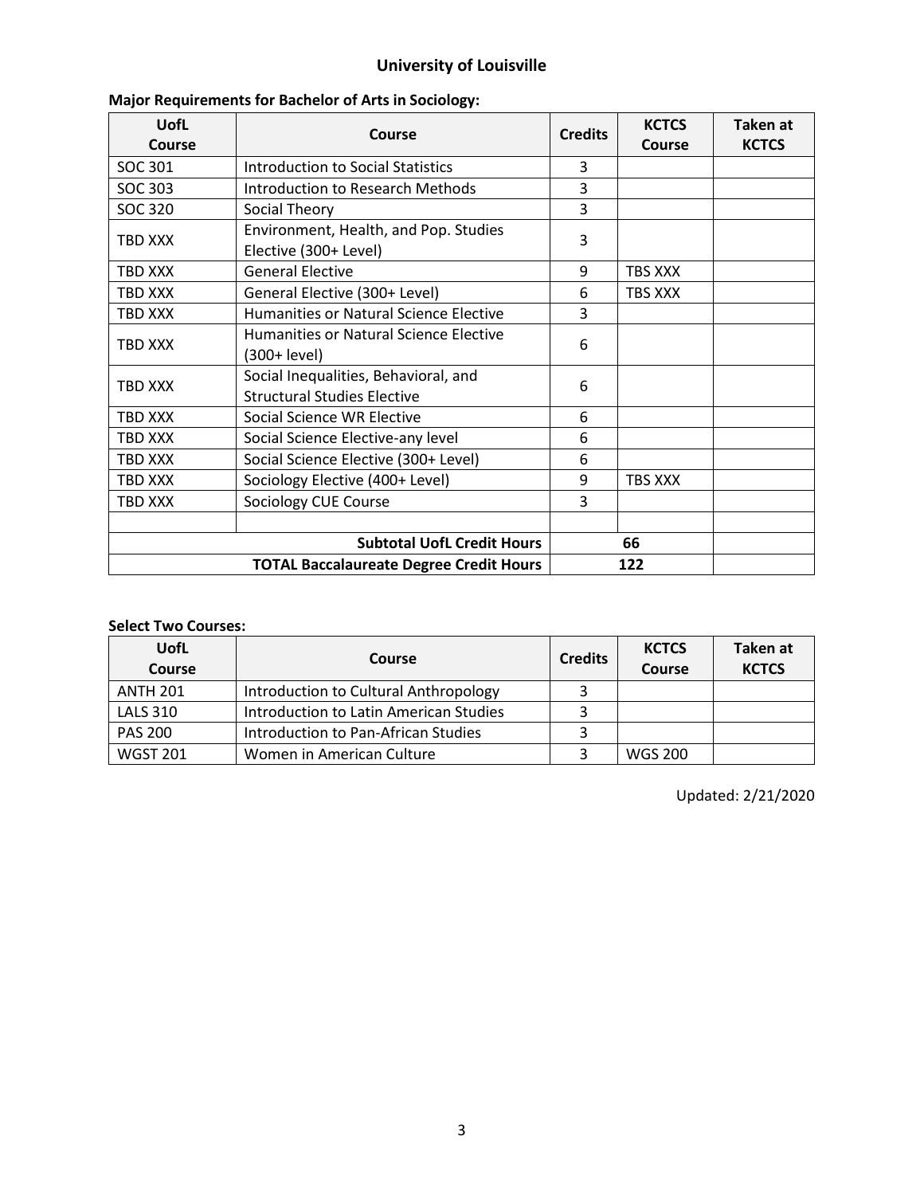# University of Louisville

**Major Requirements for Bachelor of Arts in Sociology:**

| UofL Course | Course | Credits | KCTCS Course | Taken at KCTCS |
|---|---|---|---|---|
| SOC 301 | Introduction to Social Statistics | 3 | | |
| SOC 303 | Introduction to Research Methods | 3 | | |
| SOC 320 | Social Theory | 3 | | |
| TBD XXX | Environment, Health, and Pop. Studies Elective (300+ Level) | 3 | | |
| TBD XXX | General Elective | 9 | TBS XXX | |
| TBD XXX | General Elective (300+ Level) | 6 | TBS XXX | |
| TBD XXX | Humanities or Natural Science Elective | 3 | | |
| TBD XXX | Humanities or Natural Science Elective (300+ level) | 6 | | |
| TBD XXX | Social Inequalities, Behavioral, and Structural Studies Elective | 6 | | |
| TBD XXX | Social Science WR Elective | 6 | | |
| TBD XXX | Social Science Elective-any level | 6 | | |
| TBD XXX | Social Science Elective (300+ Level) | 6 | | |
| TBD XXX | Sociology Elective (400+ Level) | 9 | TBS XXX | |
| TBD XXX | Sociology CUE Course | 3 | | |
| | | | | |
| | **Subtotal UofL Credit Hours** | **66** | | |
| | **TOTAL Baccalaureate Degree Credit Hours** | **122** | | |

**Select Two Courses:**

| UofL Course | Course | Credits | KCTCS Course | Taken at KCTCS |
|---|---|---|---|---|
| ANTH 201 | Introduction to Cultural Anthropology | 3 | | |
| LALS 310 | Introduction to Latin American Studies | 3 | | |
| PAS 200 | Introduction to Pan-African Studies | 3 | | |
| WGST 201 | Women in American Culture | 3 | WGS 200 | |

Updated: 2/21/2020